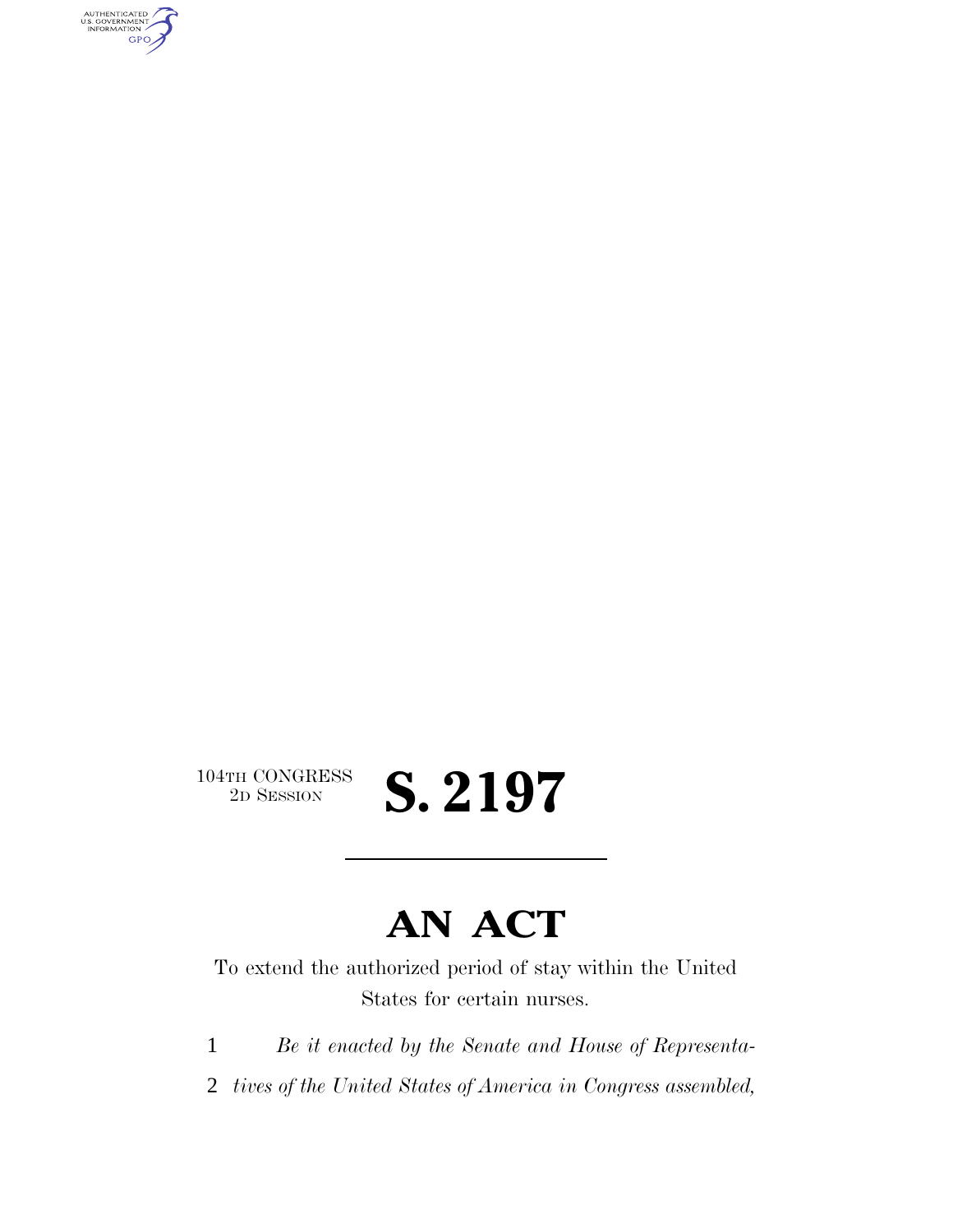104TH CONGRESS
2D SESSION

# S. 2197

---

# AN ACT

To extend the authorized period of stay within the United States for certain nurses.

1 *Be it enacted by the Senate and House of Representa-*

2 *tives of the United States of America in Congress assembled,*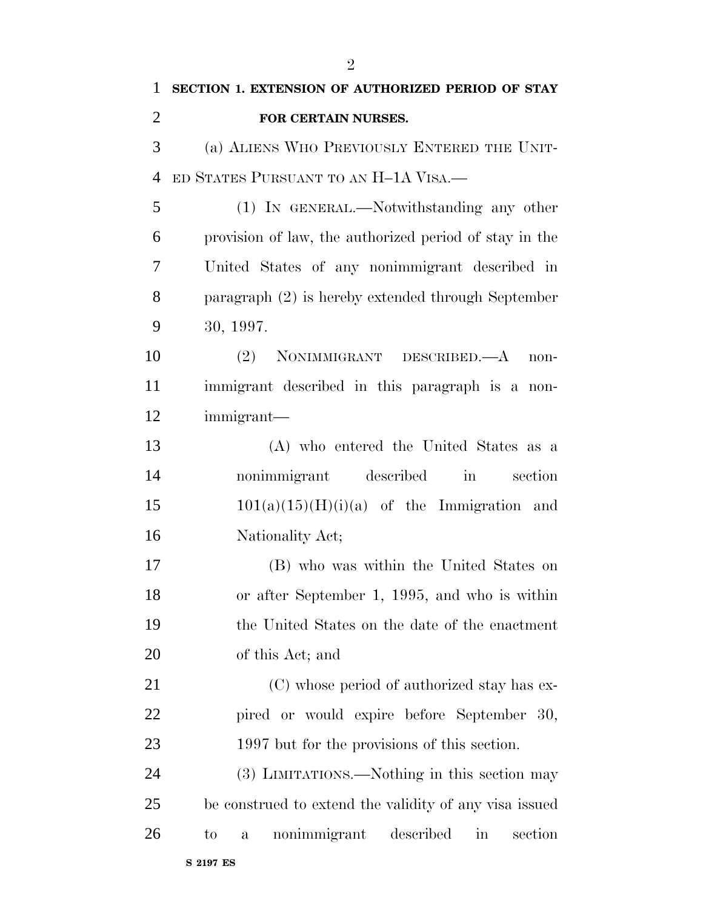**SECTION 1. EXTENSION OF AUTHORIZED PERIOD OF STAY FOR CERTAIN NURSES.**

(a) ALIENS WHO PREVIOUSLY ENTERED THE UNITED STATES PURSUANT TO AN H–1A VISA.—

(1) IN GENERAL.—Notwithstanding any other provision of law, the authorized period of stay in the United States of any nonimmigrant described in paragraph (2) is hereby extended through September 30, 1997.

(2) NONIMMIGRANT DESCRIBED.—A nonimmigrant described in this paragraph is a nonimmigrant—

(A) who entered the United States as a nonimmigrant described in section 101(a)(15)(H)(i)(a) of the Immigration and Nationality Act;

(B) who was within the United States on or after September 1, 1995, and who is within the United States on the date of the enactment of this Act; and

(C) whose period of authorized stay has expired or would expire before September 30, 1997 but for the provisions of this section.

(3) LIMITATIONS.—Nothing in this section may be construed to extend the validity of any visa issued to a nonimmigrant described in section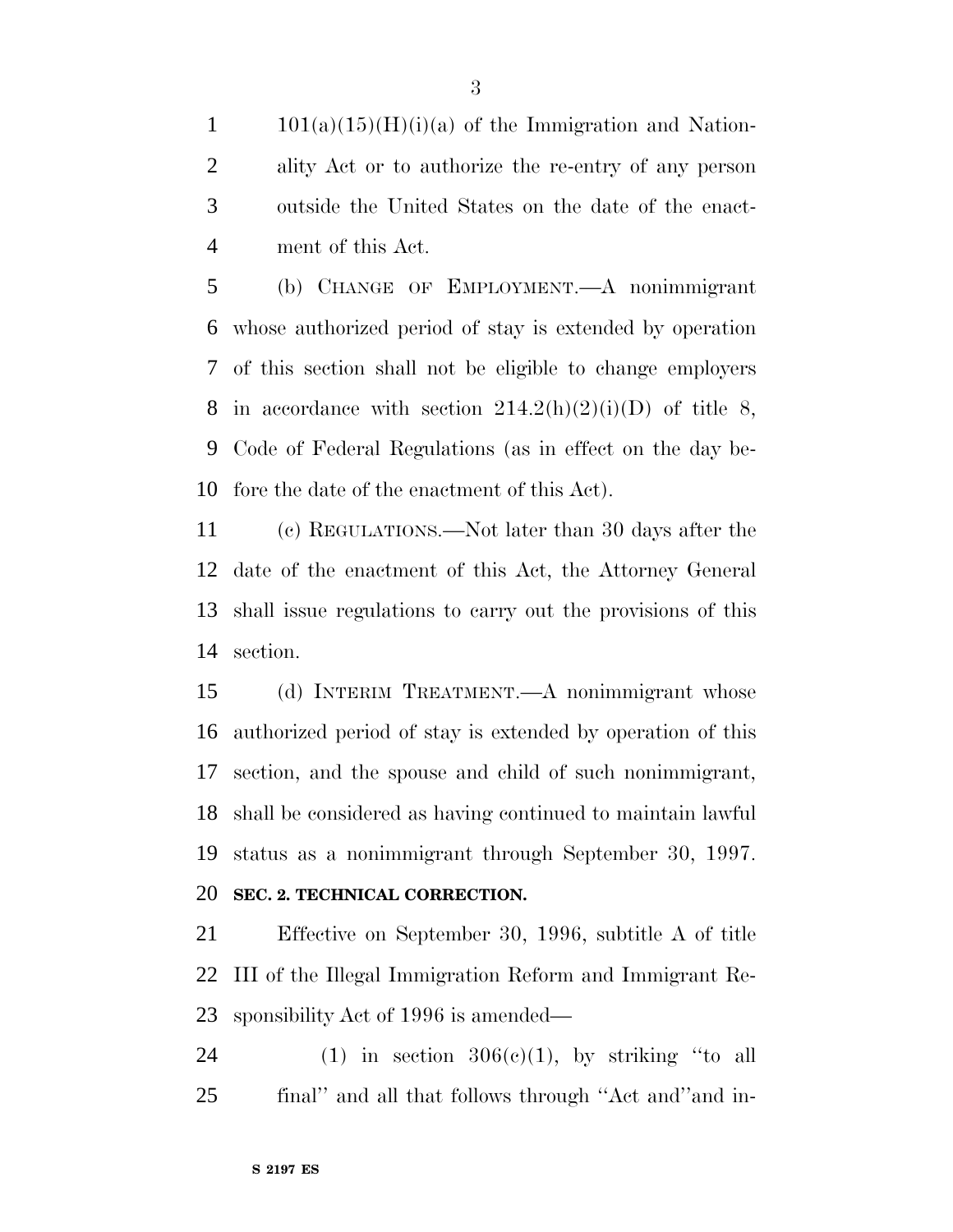101(a)(15)(H)(i)(a) of the Immigration and Nationality Act or to authorize the re-entry of any person outside the United States on the date of the enactment of this Act.

(b) CHANGE OF EMPLOYMENT.—A nonimmigrant whose authorized period of stay is extended by operation of this section shall not be eligible to change employers in accordance with section 214.2(h)(2)(i)(D) of title 8, Code of Federal Regulations (as in effect on the day before the date of the enactment of this Act).

(c) REGULATIONS.—Not later than 30 days after the date of the enactment of this Act, the Attorney General shall issue regulations to carry out the provisions of this section.

(d) INTERIM TREATMENT.—A nonimmigrant whose authorized period of stay is extended by operation of this section, and the spouse and child of such nonimmigrant, shall be considered as having continued to maintain lawful status as a nonimmigrant through September 30, 1997.

**SEC. 2. TECHNICAL CORRECTION.**

Effective on September 30, 1996, subtitle A of title III of the Illegal Immigration Reform and Immigrant Responsibility Act of 1996 is amended—

(1) in section 306(c)(1), by striking ''to all final'' and all that follows through ''Act and''and in-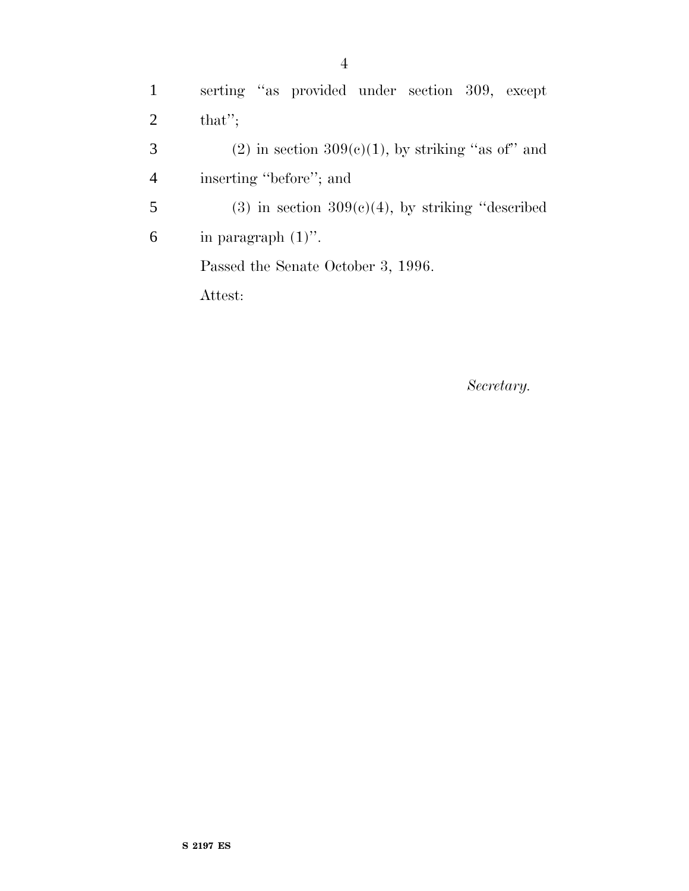serting ''as provided under section 309, except that'';

(2) in section 309(c)(1), by striking ''as of'' and inserting ''before''; and

(3) in section 309(c)(4), by striking ''described in paragraph (1)''.

Passed the Senate October 3, 1996.

Attest:

*Secretary.*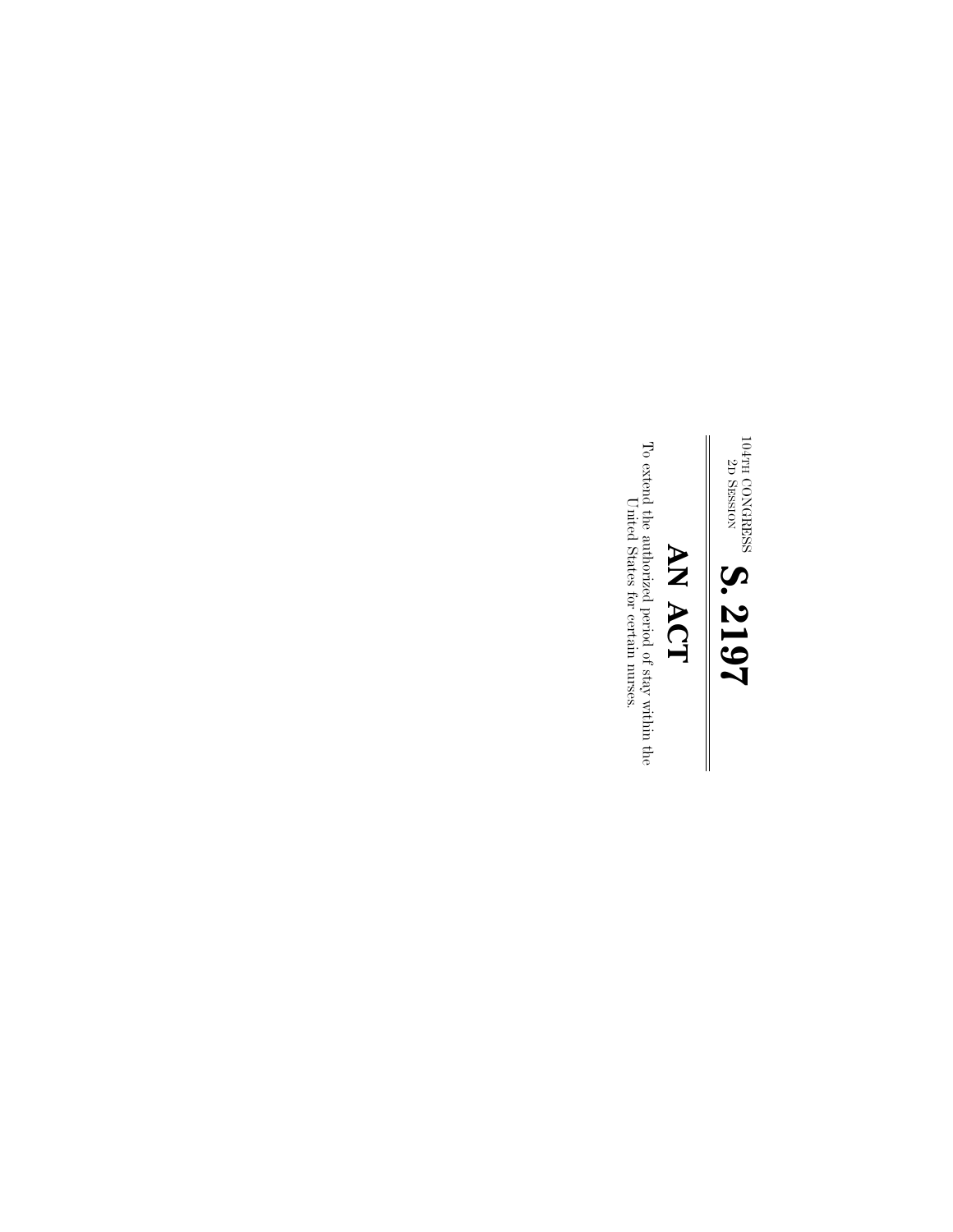104TH CONGRESS
2D SESSION

# S. 2197

# AN ACT

To extend the authorized period of stay within the United States for certain nurses.